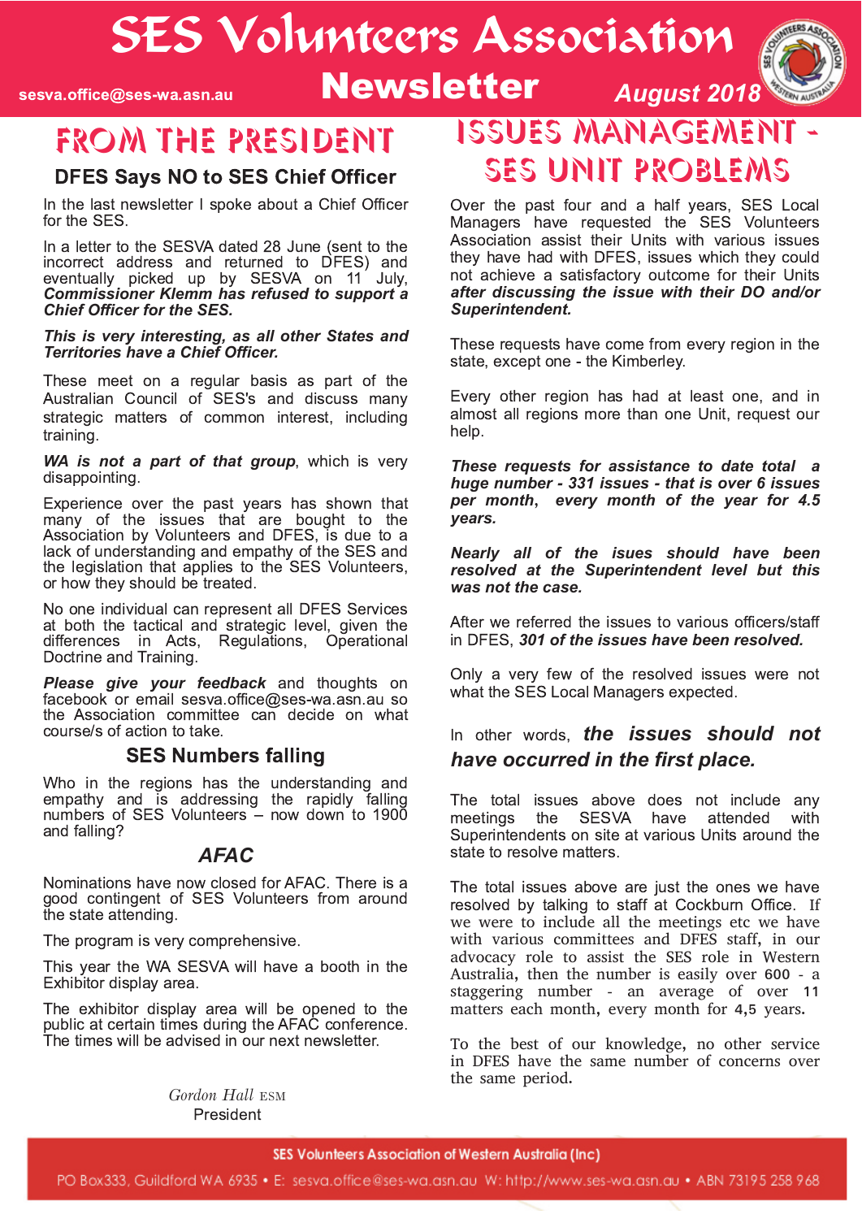# SES Volunteers Association Newsletter

sesva.office@ses-wa.asn.au

August 2018

## FROM THE PRESIDENT

### DFES Says NO to SES Chief Officer

In the last newsletter I spoke about a Chief Officer for the SES.

In a letter to the SESVA dated 28 June (sent to the incorrect address and returned to DFES) and eventually picked up by SESVA on 11 July, ***Commissioner Klemm has refused to support a Chief Officer for the SES.***

***This is very interesting, as all other States and Territories have a Chief Officer.***

These meet on a regular basis as part of the Australian Council of SES's and discuss many strategic matters of common interest, including training.

***WA is not a part of that group***, which is very disappointing.

Experience over the past years has shown that many of the issues that are bought to the Association by Volunteers and DFES, is due to a lack of understanding and empathy of the SES and the legislation that applies to the SES Volunteers, or how they should be treated.

No one individual can represent all DFES Services at both the tactical and strategic level, given the differences in Acts, Regulations, Operational Doctrine and Training.

***Please give your feedback*** and thoughts on facebook or email sesva.office@ses-wa.asn.au so the Association committee can decide on what course/s of action to take.

### SES Numbers falling

Who in the regions has the understanding and empathy and is addressing the rapidly falling numbers of SES Volunteers – now down to 1900 and falling?

### *AFAC*

Nominations have now closed for AFAC. There is a good contingent of SES Volunteers from around the state attending.

The program is very comprehensive.

This year the WA SESVA will have a booth in the Exhibitor display area.

The exhibitor display area will be opened to the public at certain times during the AFAC conference. The times will be advised in our next newsletter.

*Gordon Hall* ESM
President

## ISSUES MANAGEMENT - SES UNIT PROBLEMS

Over the past four and a half years, SES Local Managers have requested the SES Volunteers Association assist their Units with various issues they have had with DFES, issues which they could not achieve a satisfactory outcome for their Units ***after discussing the issue with their DO and/or Superintendent.***

These requests have come from every region in the state, except one - the Kimberley.

Every other region has had at least one, and in almost all regions more than one Unit, request our help.

***These requests for assistance to date total a huge number - 331 issues - that is over 6 issues per month, every month of the year for 4.5 years.***

***Nearly all of the isues should have been resolved at the Superintendent level but this was not the case.***

After we referred the issues to various officers/staff in DFES, ***301 of the issues have been resolved.***

Only a very few of the resolved issues were not what the SES Local Managers expected.

In other words, ***the issues should not have occurred in the first place.***

The total issues above does not include any meetings the SESVA have attended with Superintendents on site at various Units around the state to resolve matters.

The total issues above are just the ones we have resolved by talking to staff at Cockburn Office. If we were to include all the meetings etc we have with various committees and DFES staff, in our advocacy role to assist the SES role in Western Australia, then the number is easily over 600 - a staggering number - an average of over 11 matters each month, every month for 4,5 years.

To the best of our knowledge, no other service in DFES have the same number of concerns over the same period.

SES Volunteers Association of Western Australia (Inc)

PO Box333, Guildford WA 6935 • E: sesva.office@ses-wa.asn.au W: http://www.ses-wa.asn.au • ABN 73195 258 968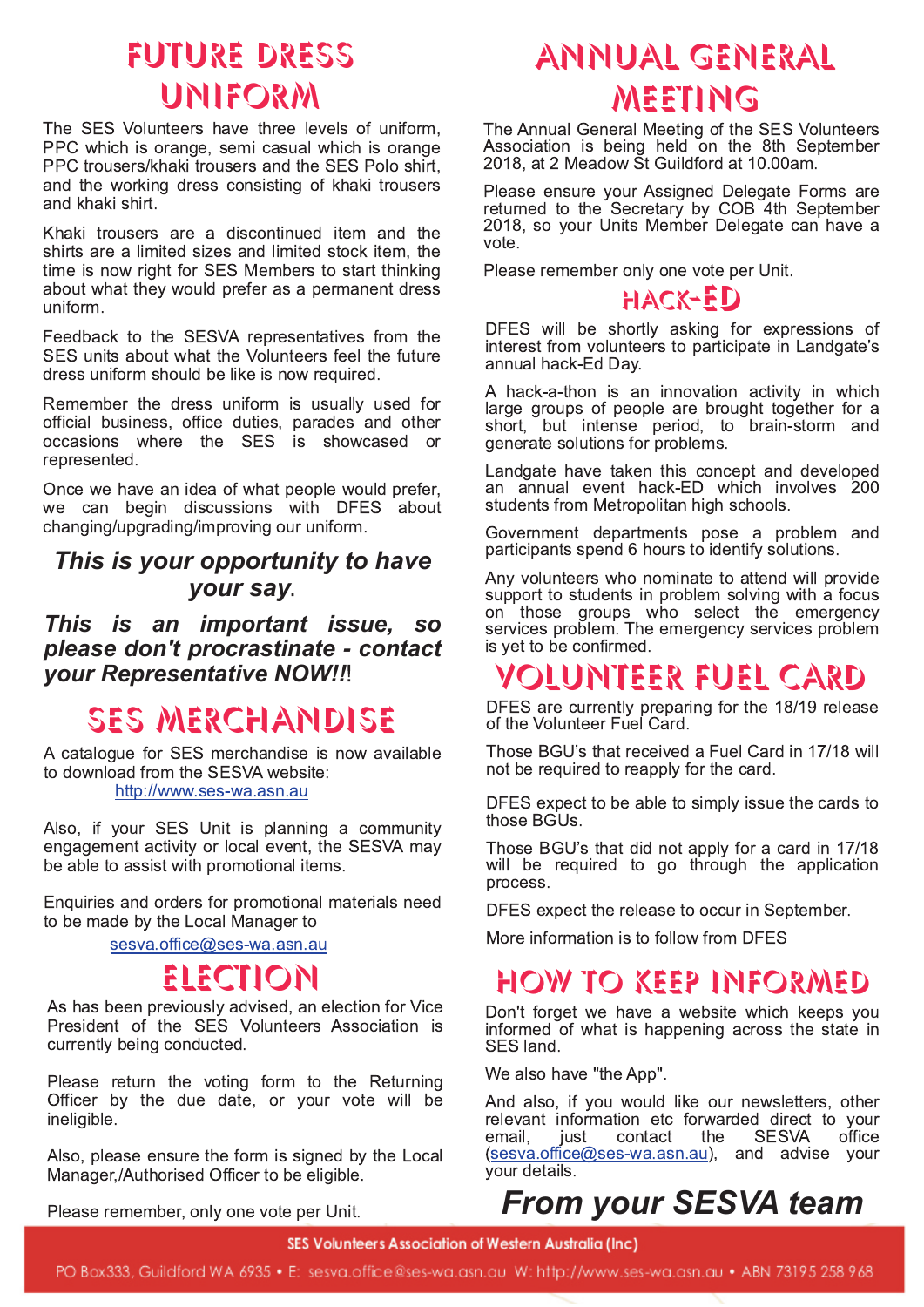# FUTURE DRESS UNIFORM

The SES Volunteers have three levels of uniform, PPC which is orange, semi casual which is orange PPC trousers/khaki trousers and the SES Polo shirt, and the working dress consisting of khaki trousers and khaki shirt.

Khaki trousers are a discontinued item and the shirts are a limited sizes and limited stock item, the time is now right for SES Members to start thinking about what they would prefer as a permanent dress uniform.

Feedback to the SESVA representatives from the SES units about what the Volunteers feel the future dress uniform should be like is now required.

Remember the dress uniform is usually used for official business, office duties, parades and other occasions where the SES is showcased or represented.

Once we have an idea of what people would prefer, we can begin discussions with DFES about changing/upgrading/improving our uniform.

***This is your opportunity to have your say***.

***This is an important issue, so please don't procrastinate - contact your Representative NOW!!***!

# SES MERCHANDISE

A catalogue for SES merchandise is now available to download from the SESVA website:
http://www.ses-wa.asn.au

Also, if your SES Unit is planning a community engagement activity or local event, the SESVA may be able to assist with promotional items.

Enquiries and orders for promotional materials need to be made by the Local Manager to
sesva.office@ses-wa.asn.au

# ELECTION

As has been previously advised, an election for Vice President of the SES Volunteers Association is currently being conducted.

Please return the voting form to the Returning Officer by the due date, or your vote will be ineligible.

Also, please ensure the form is signed by the Local Manager,/Authorised Officer to be eligible.

Please remember, only one vote per Unit.

# ANNUAL GENERAL MEETING

The Annual General Meeting of the SES Volunteers Association is being held on the 8th September 2018, at 2 Meadow St Guildford at 10.00am.

Please ensure your Assigned Delegate Forms are returned to the Secretary by COB 4th September 2018, so your Units Member Delegate can have a vote.

Please remember only one vote per Unit.

# HACK-ED

DFES will be shortly asking for expressions of interest from volunteers to participate in Landgate's annual hack-Ed Day.

A hack-a-thon is an innovation activity in which large groups of people are brought together for a short, but intense period, to brain-storm and generate solutions for problems.

Landgate have taken this concept and developed an annual event hack-ED which involves 200 students from Metropolitan high schools.

Government departments pose a problem and participants spend 6 hours to identify solutions.

Any volunteers who nominate to attend will provide support to students in problem solving with a focus on those groups who select the emergency services problem. The emergency services problem is yet to be confirmed.

# VOLUNTEER FUEL CARD

DFES are currently preparing for the 18/19 release of the Volunteer Fuel Card.

Those BGU's that received a Fuel Card in 17/18 will not be required to reapply for the card.

DFES expect to be able to simply issue the cards to those BGUs.

Those BGU's that did not apply for a card in 17/18 will be required to go through the application process.

DFES expect the release to occur in September.

More information is to follow from DFES

# HOW TO KEEP INFORMED

Don't forget we have a website which keeps you informed of what is happening across the state in SES land.

We also have "the App".

And also, if you would like our newsletters, other relevant information etc forwarded direct to your email, just contact the SESVA office (sesva.office@ses-wa.asn.au), and advise your your details.

***From your SESVA team***

**SES Volunteers Association of Western Australia (Inc)**

PO Box333, Guildford WA 6935 • E: sesva.office@ses-wa.asn.au W: http://www.ses-wa.asn.au • ABN 73195 258 968